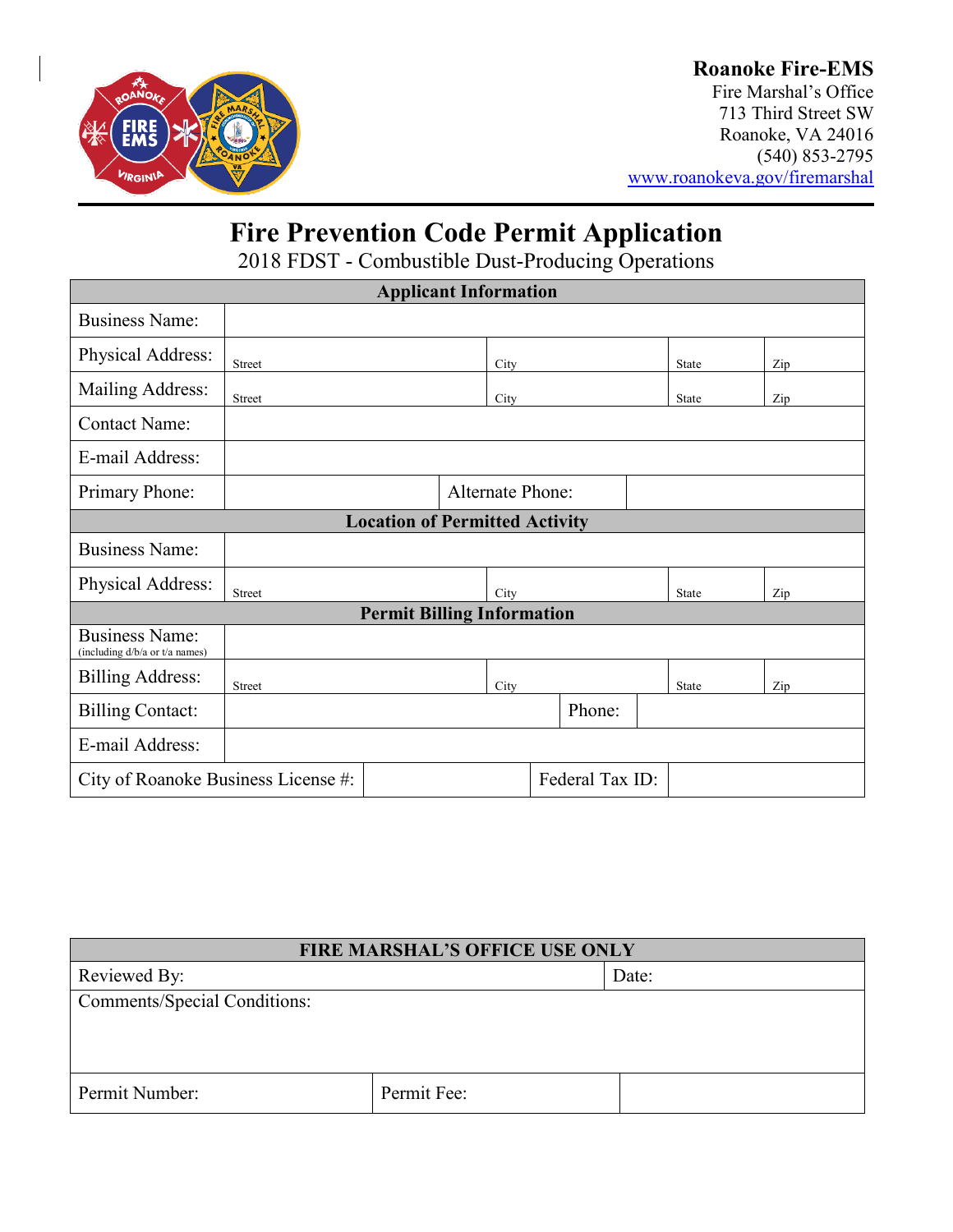**Roanoke Fire-EMS**
Fire Marshal's Office
713 Third Street SW
Roanoke, VA 24016
(540) 853-2795
www.roanokeva.gov/firemarshal

# Fire Prevention Code Permit Application

## 2018 FDST - Combustible Dust-Producing Operations

| **Applicant Information** | | | | |
|---|---|---|---|---|
| Business Name: | | | | |
| Physical Address: | Street | City | State | Zip |
| Mailing Address: | Street | City | State | Zip |
| Contact Name: | | | | |
| E-mail Address: | | | | |
| Primary Phone: | | Alternate Phone: | | |
| **Location of Permitted Activity** | | | | |
| Business Name: | | | | |
| Physical Address: | Street | City | State | Zip |
| **Permit Billing Information** | | | | |
| Business Name: (including d/b/a or t/a names) | | | | |
| Billing Address: | Street | City | State | Zip |
| Billing Contact: | | Phone: | | |
| E-mail Address: | | | | |
| City of Roanoke Business License #: | | Federal Tax ID: | | |

| **FIRE MARSHAL'S OFFICE USE ONLY** | | |
|---|---|---|
| Reviewed By: | | Date: |
| Comments/Special Conditions: | | |
| Permit Number: | Permit Fee: | |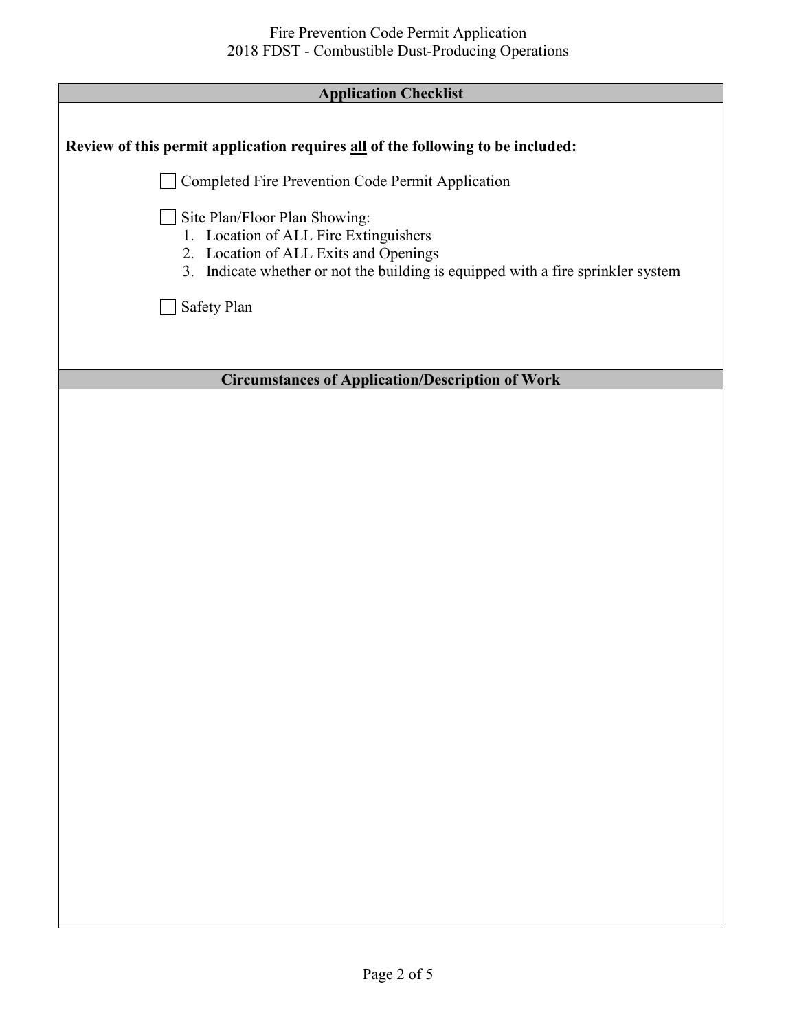## Application Checklist

**Review of this permit application requires <u>all</u> of the following to be included:**

- [ ] Completed Fire Prevention Code Permit Application
- [ ] Site Plan/Floor Plan Showing:
    1. Location of ALL Fire Extinguishers
    2. Location of ALL Exits and Openings
    3. Indicate whether or not the building is equipped with a fire sprinkler system
- [ ] Safety Plan

## Circumstances of Application/Description of Work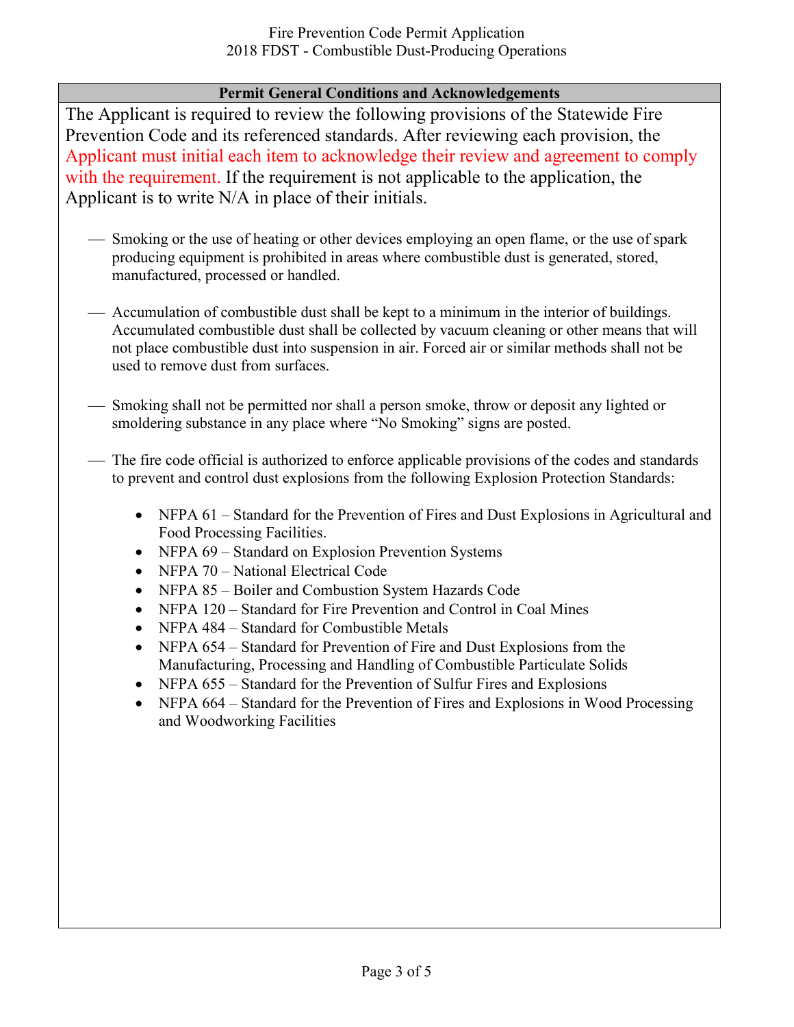Fire Prevention Code Permit Application
2018 FDST - Combustible Dust-Producing Operations

## Permit General Conditions and Acknowledgements

The Applicant is required to review the following provisions of the Statewide Fire Prevention Code and its referenced standards. After reviewing each provision, the Applicant must initial each item to acknowledge their review and agreement to comply with the requirement. If the requirement is not applicable to the application, the Applicant is to write N/A in place of their initials.

\_\_\_ Smoking or the use of heating or other devices employing an open flame, or the use of spark producing equipment is prohibited in areas where combustible dust is generated, stored, manufactured, processed or handled.

\_\_\_ Accumulation of combustible dust shall be kept to a minimum in the interior of buildings. Accumulated combustible dust shall be collected by vacuum cleaning or other means that will not place combustible dust into suspension in air. Forced air or similar methods shall not be used to remove dust from surfaces.

\_\_\_ Smoking shall not be permitted nor shall a person smoke, throw or deposit any lighted or smoldering substance in any place where "No Smoking" signs are posted.

\_\_\_ The fire code official is authorized to enforce applicable provisions of the codes and standards to prevent and control dust explosions from the following Explosion Protection Standards:

- NFPA 61 – Standard for the Prevention of Fires and Dust Explosions in Agricultural and Food Processing Facilities.
- NFPA 69 – Standard on Explosion Prevention Systems
- NFPA 70 – National Electrical Code
- NFPA 85 – Boiler and Combustion System Hazards Code
- NFPA 120 – Standard for Fire Prevention and Control in Coal Mines
- NFPA 484 – Standard for Combustible Metals
- NFPA 654 – Standard for Prevention of Fire and Dust Explosions from the Manufacturing, Processing and Handling of Combustible Particulate Solids
- NFPA 655 – Standard for the Prevention of Sulfur Fires and Explosions
- NFPA 664 – Standard for the Prevention of Fires and Explosions in Wood Processing and Woodworking Facilities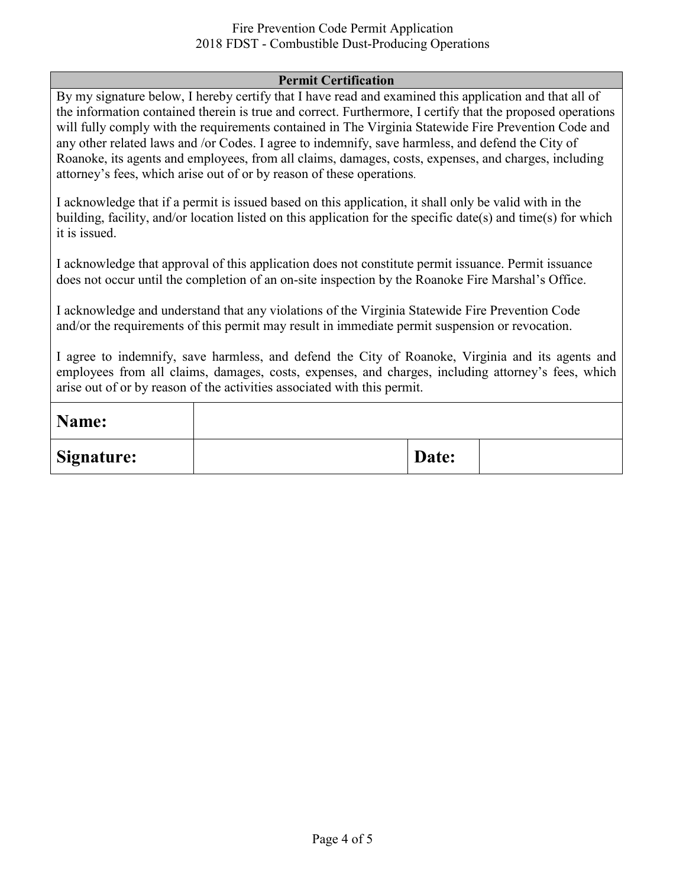| Permit Certification | | | |
|---|---|---|---|
| By my signature below, I hereby certify that I have read and examined this application and that all of the information contained therein is true and correct. Furthermore, I certify that the proposed operations will fully comply with the requirements contained in The Virginia Statewide Fire Prevention Code and any other related laws and /or Codes. I agree to indemnify, save harmless, and defend the City of Roanoke, its agents and employees, from all claims, damages, costs, expenses, and charges, including attorney's fees, which arise out of or by reason of these operations.<br><br>I acknowledge that if a permit is issued based on this application, it shall only be valid with in the building, facility, and/or location listed on this application for the specific date(s) and time(s) for which it is issued.<br><br>I acknowledge that approval of this application does not constitute permit issuance. Permit issuance does not occur until the completion of an on-site inspection by the Roanoke Fire Marshal's Office.<br><br>I acknowledge and understand that any violations of the Virginia Statewide Fire Prevention Code and/or the requirements of this permit may result in immediate permit suspension or revocation.<br><br>I agree to indemnify, save harmless, and defend the City of Roanoke, Virginia and its agents and employees from all claims, damages, costs, expenses, and charges, including attorney's fees, which arise out of or by reason of the activities associated with this permit. | | | |
| **Name:** | | | |
| **Signature:** | | **Date:** | |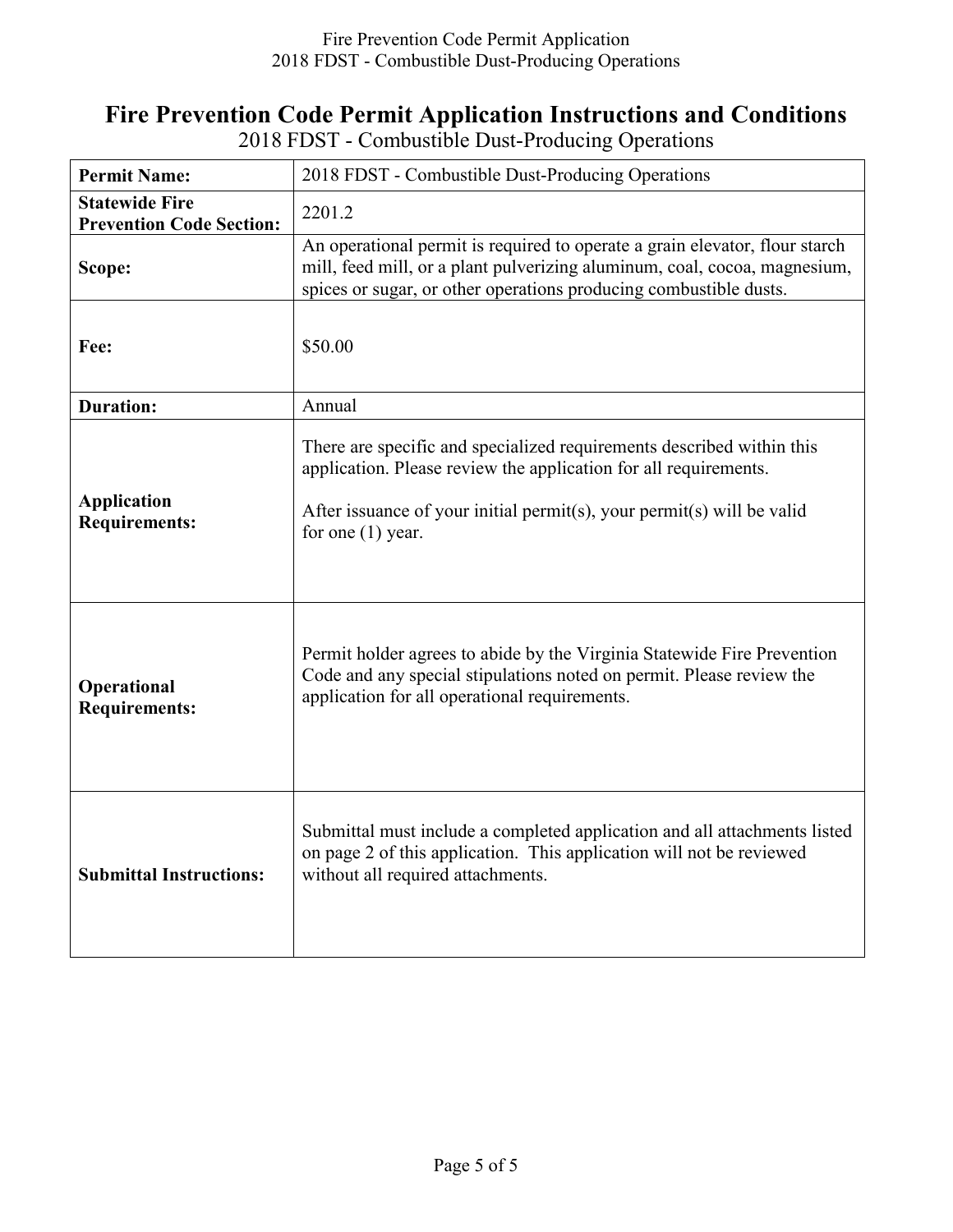# Fire Prevention Code Permit Application Instructions and Conditions

2018 FDST - Combustible Dust-Producing Operations

| | |
|---|---|
| **Permit Name:** | 2018 FDST - Combustible Dust-Producing Operations |
| **Statewide Fire Prevention Code Section:** | 2201.2 |
| **Scope:** | An operational permit is required to operate a grain elevator, flour starch mill, feed mill, or a plant pulverizing aluminum, coal, cocoa, magnesium, spices or sugar, or other operations producing combustible dusts. |
| **Fee:** | $50.00 |
| **Duration:** | Annual |
| **Application Requirements:** | There are specific and specialized requirements described within this application. Please review the application for all requirements.<br><br>After issuance of your initial permit(s), your permit(s) will be valid for one (1) year. |
| **Operational Requirements:** | Permit holder agrees to abide by the Virginia Statewide Fire Prevention Code and any special stipulations noted on permit. Please review the application for all operational requirements. |
| **Submittal Instructions:** | Submittal must include a completed application and all attachments listed on page 2 of this application. This application will not be reviewed without all required attachments. |